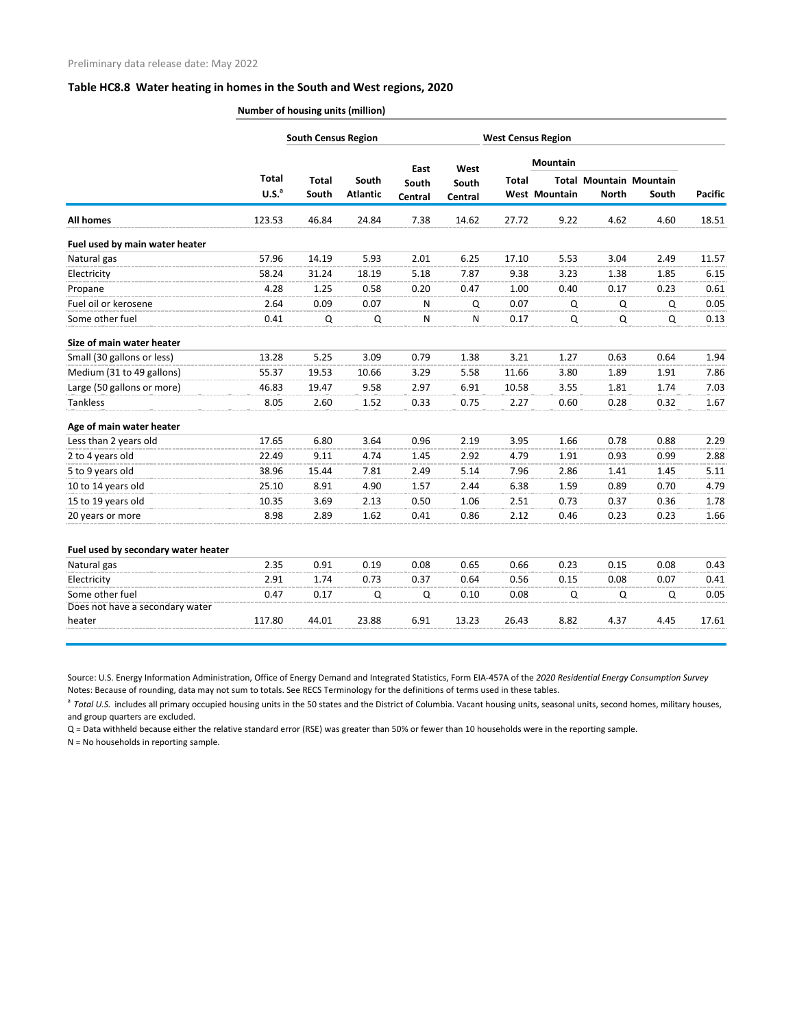Preliminary data release date: May 2022

### Table HC8.8 Water heating in homes in the South and West regions, 2020

**Number of housing units (million)**

| | | South Census Region | | | | West Census Region | | | | |
|---|---|---|---|---|---|---|---|---|---|---|
| | | | | | | | Mountain | | | |
| | Total U.S.[a] | Total South | South Atlantic | East South Central | West South Central | Total West | Total Mountain | Mountain North | Mountain South | Pacific |
| **All homes** | 123.53 | 46.84 | 24.84 | 7.38 | 14.62 | 27.72 | 9.22 | 4.62 | 4.60 | 18.51 |
| **Fuel used by main water heater** | | | | | | | | | | |
| Natural gas | 57.96 | 14.19 | 5.93 | 2.01 | 6.25 | 17.10 | 5.53 | 3.04 | 2.49 | 11.57 |
| Electricity | 58.24 | 31.24 | 18.19 | 5.18 | 7.87 | 9.38 | 3.23 | 1.38 | 1.85 | 6.15 |
| Propane | 4.28 | 1.25 | 0.58 | 0.20 | 0.47 | 1.00 | 0.40 | 0.17 | 0.23 | 0.61 |
| Fuel oil or kerosene | 2.64 | 0.09 | 0.07 | N | Q | 0.07 | Q | Q | Q | 0.05 |
| Some other fuel | 0.41 | Q | Q | N | N | 0.17 | Q | Q | Q | 0.13 |
| **Size of main water heater** | | | | | | | | | | |
| Small (30 gallons or less) | 13.28 | 5.25 | 3.09 | 0.79 | 1.38 | 3.21 | 1.27 | 0.63 | 0.64 | 1.94 |
| Medium (31 to 49 gallons) | 55.37 | 19.53 | 10.66 | 3.29 | 5.58 | 11.66 | 3.80 | 1.89 | 1.91 | 7.86 |
| Large (50 gallons or more) | 46.83 | 19.47 | 9.58 | 2.97 | 6.91 | 10.58 | 3.55 | 1.81 | 1.74 | 7.03 |
| Tankless | 8.05 | 2.60 | 1.52 | 0.33 | 0.75 | 2.27 | 0.60 | 0.28 | 0.32 | 1.67 |
| **Age of main water heater** | | | | | | | | | | |
| Less than 2 years old | 17.65 | 6.80 | 3.64 | 0.96 | 2.19 | 3.95 | 1.66 | 0.78 | 0.88 | 2.29 |
| 2 to 4 years old | 22.49 | 9.11 | 4.74 | 1.45 | 2.92 | 4.79 | 1.91 | 0.93 | 0.99 | 2.88 |
| 5 to 9 years old | 38.96 | 15.44 | 7.81 | 2.49 | 5.14 | 7.96 | 2.86 | 1.41 | 1.45 | 5.11 |
| 10 to 14 years old | 25.10 | 8.91 | 4.90 | 1.57 | 2.44 | 6.38 | 1.59 | 0.89 | 0.70 | 4.79 |
| 15 to 19 years old | 10.35 | 3.69 | 2.13 | 0.50 | 1.06 | 2.51 | 0.73 | 0.37 | 0.36 | 1.78 |
| 20 years or more | 8.98 | 2.89 | 1.62 | 0.41 | 0.86 | 2.12 | 0.46 | 0.23 | 0.23 | 1.66 |
| **Fuel used by secondary water heater** | | | | | | | | | | |
| Natural gas | 2.35 | 0.91 | 0.19 | 0.08 | 0.65 | 0.66 | 0.23 | 0.15 | 0.08 | 0.43 |
| Electricity | 2.91 | 1.74 | 0.73 | 0.37 | 0.64 | 0.56 | 0.15 | 0.08 | 0.07 | 0.41 |
| Some other fuel | 0.47 | 0.17 | Q | Q | 0.10 | 0.08 | Q | Q | Q | 0.05 |
| Does not have a secondary water heater | 117.80 | 44.01 | 23.88 | 6.91 | 13.23 | 26.43 | 8.82 | 4.37 | 4.45 | 17.61 |

Source: U.S. Energy Information Administration, Office of Energy Demand and Integrated Statistics, Form EIA-457A of the *2020 Residential Energy Consumption Survey*
Notes: Because of rounding, data may not sum to totals. See RECS Terminology for the definitions of terms used in these tables.

[a] *Total U.S.* includes all primary occupied housing units in the 50 states and the District of Columbia. Vacant housing units, seasonal units, second homes, military houses, and group quarters are excluded.

Q = Data withheld because either the relative standard error (RSE) was greater than 50% or fewer than 10 households were in the reporting sample.

N = No households in reporting sample.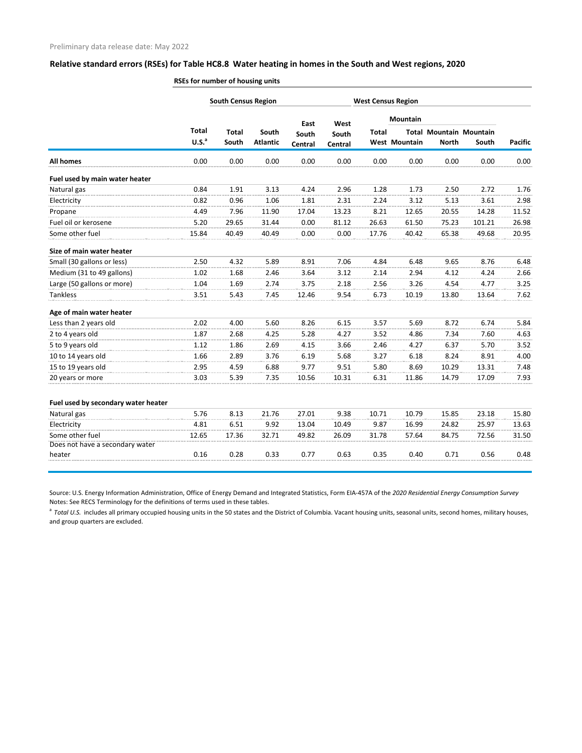Preliminary data release date: May 2022

## Relative standard errors (RSEs) for Table HC8.8 Water heating in homes in the South and West regions, 2020

| | RSEs for number of housing units | | | | | | | | | |
|---|---|---|---|---|---|---|---|---|---|---|
| | | South Census Region | | | | West Census Region | | | | |
| | | | | | | | Mountain | | | |
| | Total U.S.[a] | Total South | South Atlantic | East South Central | West South Central | Total West | Total Mountain | Mountain North | Mountain South | Pacific |
| **All homes** | 0.00 | 0.00 | 0.00 | 0.00 | 0.00 | 0.00 | 0.00 | 0.00 | 0.00 | 0.00 |
| **Fuel used by main water heater** | | | | | | | | | | |
| Natural gas | 0.84 | 1.91 | 3.13 | 4.24 | 2.96 | 1.28 | 1.73 | 2.50 | 2.72 | 1.76 |
| Electricity | 0.82 | 0.96 | 1.06 | 1.81 | 2.31 | 2.24 | 3.12 | 5.13 | 3.61 | 2.98 |
| Propane | 4.49 | 7.96 | 11.90 | 17.04 | 13.23 | 8.21 | 12.65 | 20.55 | 14.28 | 11.52 |
| Fuel oil or kerosene | 5.20 | 29.65 | 31.44 | 0.00 | 81.12 | 26.63 | 61.50 | 75.23 | 101.21 | 26.98 |
| Some other fuel | 15.84 | 40.49 | 40.49 | 0.00 | 0.00 | 17.76 | 40.42 | 65.38 | 49.68 | 20.95 |
| **Size of main water heater** | | | | | | | | | | |
| Small (30 gallons or less) | 2.50 | 4.32 | 5.89 | 8.91 | 7.06 | 4.84 | 6.48 | 9.65 | 8.76 | 6.48 |
| Medium (31 to 49 gallons) | 1.02 | 1.68 | 2.46 | 3.64 | 3.12 | 2.14 | 2.94 | 4.12 | 4.24 | 2.66 |
| Large (50 gallons or more) | 1.04 | 1.69 | 2.74 | 3.75 | 2.18 | 2.56 | 3.26 | 4.54 | 4.77 | 3.25 |
| Tankless | 3.51 | 5.43 | 7.45 | 12.46 | 9.54 | 6.73 | 10.19 | 13.80 | 13.64 | 7.62 |
| **Age of main water heater** | | | | | | | | | | |
| Less than 2 years old | 2.02 | 4.00 | 5.60 | 8.26 | 6.15 | 3.57 | 5.69 | 8.72 | 6.74 | 5.84 |
| 2 to 4 years old | 1.87 | 2.68 | 4.25 | 5.28 | 4.27 | 3.52 | 4.86 | 7.34 | 7.60 | 4.63 |
| 5 to 9 years old | 1.12 | 1.86 | 2.69 | 4.15 | 3.66 | 2.46 | 4.27 | 6.37 | 5.70 | 3.52 |
| 10 to 14 years old | 1.66 | 2.89 | 3.76 | 6.19 | 5.68 | 3.27 | 6.18 | 8.24 | 8.91 | 4.00 |
| 15 to 19 years old | 2.95 | 4.59 | 6.88 | 9.77 | 9.51 | 5.80 | 8.69 | 10.29 | 13.31 | 7.48 |
| 20 years or more | 3.03 | 5.39 | 7.35 | 10.56 | 10.31 | 6.31 | 11.86 | 14.79 | 17.09 | 7.93 |
| **Fuel used by secondary water heater** | | | | | | | | | | |
| Natural gas | 5.76 | 8.13 | 21.76 | 27.01 | 9.38 | 10.71 | 10.79 | 15.85 | 23.18 | 15.80 |
| Electricity | 4.81 | 6.51 | 9.92 | 13.04 | 10.49 | 9.87 | 16.99 | 24.82 | 25.97 | 13.63 |
| Some other fuel | 12.65 | 17.36 | 32.71 | 49.82 | 26.09 | 31.78 | 57.64 | 84.75 | 72.56 | 31.50 |
| Does not have a secondary water heater | 0.16 | 0.28 | 0.33 | 0.77 | 0.63 | 0.35 | 0.40 | 0.71 | 0.56 | 0.48 |

Source: U.S. Energy Information Administration, Office of Energy Demand and Integrated Statistics, Form EIA-457A of the *2020 Residential Energy Consumption Survey*
Notes: See RECS Terminology for the definitions of terms used in these tables.

[a] *Total U.S.* includes all primary occupied housing units in the 50 states and the District of Columbia. Vacant housing units, seasonal units, second homes, military houses, and group quarters are excluded.